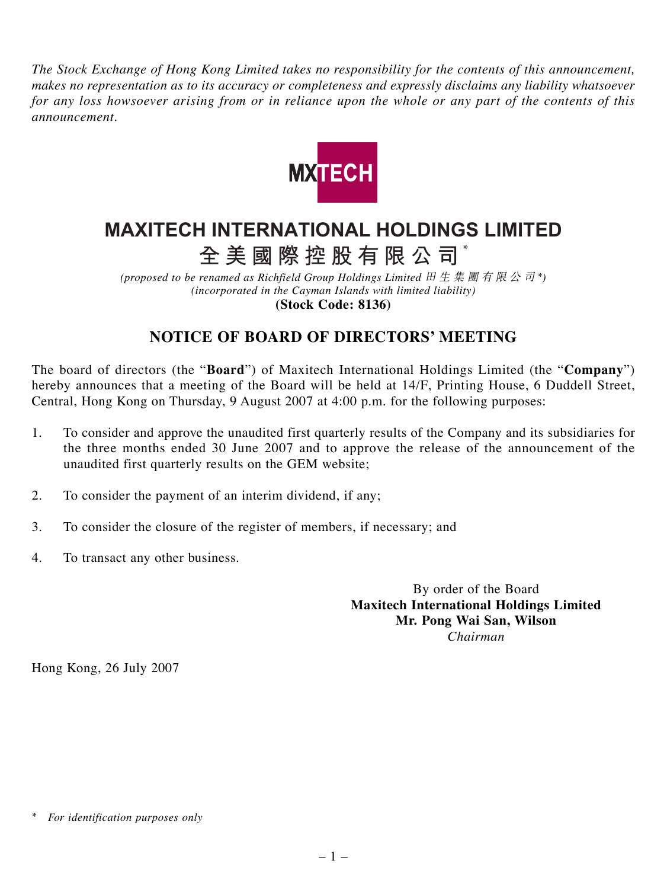*The Stock Exchange of Hong Kong Limited takes no responsibility for the contents of this announcement, makes no representation as to its accuracy or completeness and expressly disclaims any liability whatsoever for any loss howsoever arising from or in reliance upon the whole or any part of the contents of this announcement.*

MXTECH

# MAXITECH INTERNATIONAL HOLDINGS LIMITED

# 全美國際控股有限公司*

*(proposed to be renamed as Richfield Group Holdings Limited 田生集團有限公司*)*
*(incorporated in the Cayman Islands with limited liability)*
**(Stock Code: 8136)**

## NOTICE OF BOARD OF DIRECTORS' MEETING

The board of directors (the "**Board**") of Maxitech International Holdings Limited (the "**Company**") hereby announces that a meeting of the Board will be held at 14/F, Printing House, 6 Duddell Street, Central, Hong Kong on Thursday, 9 August 2007 at 4:00 p.m. for the following purposes:

1. To consider and approve the unaudited first quarterly results of the Company and its subsidiaries for the three months ended 30 June 2007 and to approve the release of the announcement of the unaudited first quarterly results on the GEM website;

2. To consider the payment of an interim dividend, if any;

3. To consider the closure of the register of members, if necessary; and

4. To transact any other business.

By order of the Board
**Maxitech International Holdings Limited**
**Mr. Pong Wai San, Wilson**
*Chairman*

Hong Kong, 26 July 2007

\* *For identification purposes only*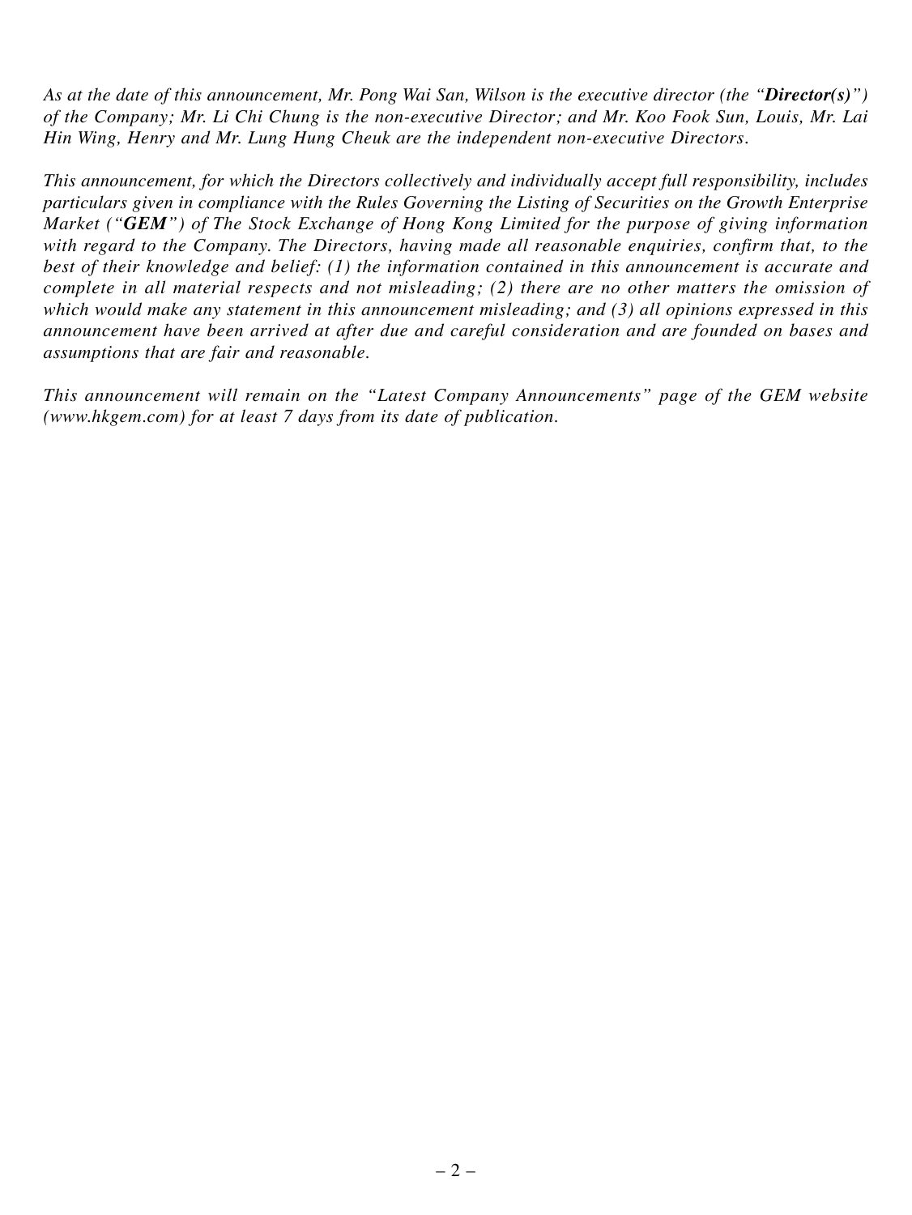*As at the date of this announcement, Mr. Pong Wai San, Wilson is the executive director (the "**Director(s)**") of the Company; Mr. Li Chi Chung is the non-executive Director; and Mr. Koo Fook Sun, Louis, Mr. Lai Hin Wing, Henry and Mr. Lung Hung Cheuk are the independent non-executive Directors.*

*This announcement, for which the Directors collectively and individually accept full responsibility, includes particulars given in compliance with the Rules Governing the Listing of Securities on the Growth Enterprise Market ("**GEM**") of The Stock Exchange of Hong Kong Limited for the purpose of giving information with regard to the Company. The Directors, having made all reasonable enquiries, confirm that, to the best of their knowledge and belief: (1) the information contained in this announcement is accurate and complete in all material respects and not misleading; (2) there are no other matters the omission of which would make any statement in this announcement misleading; and (3) all opinions expressed in this announcement have been arrived at after due and careful consideration and are founded on bases and assumptions that are fair and reasonable.*

*This announcement will remain on the "Latest Company Announcements" page of the GEM website (www.hkgem.com) for at least 7 days from its date of publication.*